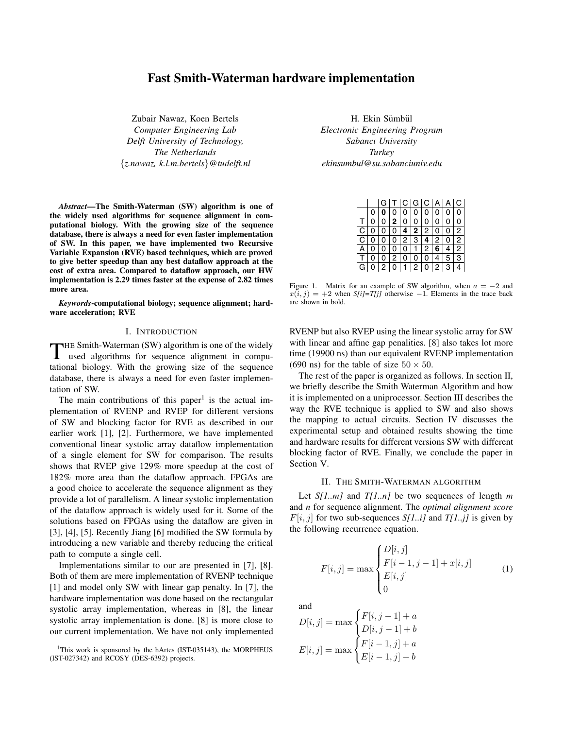# Fast Smith-Waterman hardware implementation

Zubair Nawaz, Koen Bertels
*Computer Engineering Lab*
*Delft University of Technology,*
*The Netherlands*
{*z.nawaz, k.l.m.bertels*}*@tudelft.nl*

H. Ekin Sümbül
*Electronic Engineering Program*
*Sabancı University*
*Turkey*
*ekinsumbul@su.sabanciuniv.edu*

***Abstract*—The Smith-Waterman (SW) algorithm is one of the widely used algorithms for sequence alignment in computational biology. With the growing size of the sequence database, there is always a need for even faster implementation of SW. In this paper, we have implemented two Recursive Variable Expansion (RVE) based techniques, which are proved to give better speedup than any best dataflow approach at the cost of extra area. Compared to dataflow approach, our HW implementation is 2.29 times faster at the expense of 2.82 times more area.**

***Keywords*-computational biology; sequence alignment; hardware acceleration; RVE**

## I. Introduction

The Smith-Waterman (SW) algorithm is one of the widely used algorithms for sequence alignment in computational biology. With the growing size of the sequence database, there is always a need for even faster implementation of SW.

The main contributions of this paper[1] is the actual implementation of RVENP and RVEP for different versions of SW and blocking factor for RVE as described in our earlier work [1], [2]. Furthermore, we have implemented conventional linear systolic array dataflow implementation of a single element for SW for comparison. The results shows that RVEP give 129% more speedup at the cost of 182% more area than the dataflow approach. FPGAs are a good choice to accelerate the sequence alignment as they provide a lot of parallelism. A linear systolic implementation of the dataflow approach is widely used for it. Some of the solutions based on FPGAs using the dataflow are given in [3], [4], [5]. Recently Jiang [6] modified the SW formula by introducing a new variable and thereby reducing the critical path to compute a single cell.

Implementations similar to our are presented in [7], [8]. Both of them are mere implementation of RVENP technique [1] and model only SW with linear gap penalty. In [7], the hardware implementation was done based on the rectangular systolic array implementation, whereas in [8], the linear systolic array implementation is done. [8] is more close to our current implementation. We have not only implemented RVENP but also RVEP using the linear systolic array for SW with linear and affine gap penalities. [8] also takes lot more time (19900 ns) than our equivalent RVENP implementation (690 ns) for the table of size $50 \times 50$.

|   |   | G | T | C | G | C | A | A | C |
|---|---|---|---|---|---|---|---|---|---|
|   | 0 | **0** | 0 | 0 | 0 | 0 | 0 | 0 | 0 |
| T | 0 | 0 | **2** | 0 | 0 | 0 | 0 | 0 | 0 |
| C | 0 | 0 | 0 | **4** | **2** | 2 | 0 | 0 | 2 |
| C | 0 | 0 | 0 | 2 | 3 | **4** | 2 | 0 | 2 |
| A | 0 | 0 | 0 | 0 | 1 | 2 | **6** | 4 | 2 |
| T | 0 | 0 | 2 | 0 | 0 | 0 | 4 | 5 | 3 |
| G | 0 | 2 | 0 | 1 | 2 | 0 | 2 | 3 | 4 |

Figure 1. Matrix for an example of SW algorithm, when $a = -2$ and $x(i, j) = +2$ when *S[i]=T[j]* otherwise $-1$. Elements in the trace back are shown in bold.

The rest of the paper is organized as follows. In section II, we briefly describe the Smith Waterman Algorithm and how it is implemented on a uniprocessor. Section III describes the way the RVE technique is applied to SW and also shows the mapping to actual circuits. Section IV discusses the experimental setup and obtained results showing the time and hardware results for different versions SW with different blocking factor of RVE. Finally, we conclude the paper in Section V.

## II. The Smith-Waterman algorithm

Let *S[1..m]* and *T[1..n]* be two sequences of length *m* and *n* for sequence alignment. The *optimal alignment score* $F[i, j]$ for two sub-sequences *S[1..i]* and *T[1..j]* is given by the following recurrence equation.

$$F[i, j] = \max \begin{cases} D[i, j] \\ F[i-1, j-1] + x[i, j] \\ E[i, j] \\ 0 \end{cases} \tag{1}$$

and

$$D[i, j] = \max \begin{cases} F[i, j-1] + a \\ D[i, j-1] + b \end{cases}$$

$$E[i, j] = \max \begin{cases} F[i-1, j] + a \\ E[i-1, j] + b \end{cases}$$

[1]This work is sponsored by the hArtes (IST-035143), the MORPHEUS (IST-027342) and RCOSY (DES-6392) projects.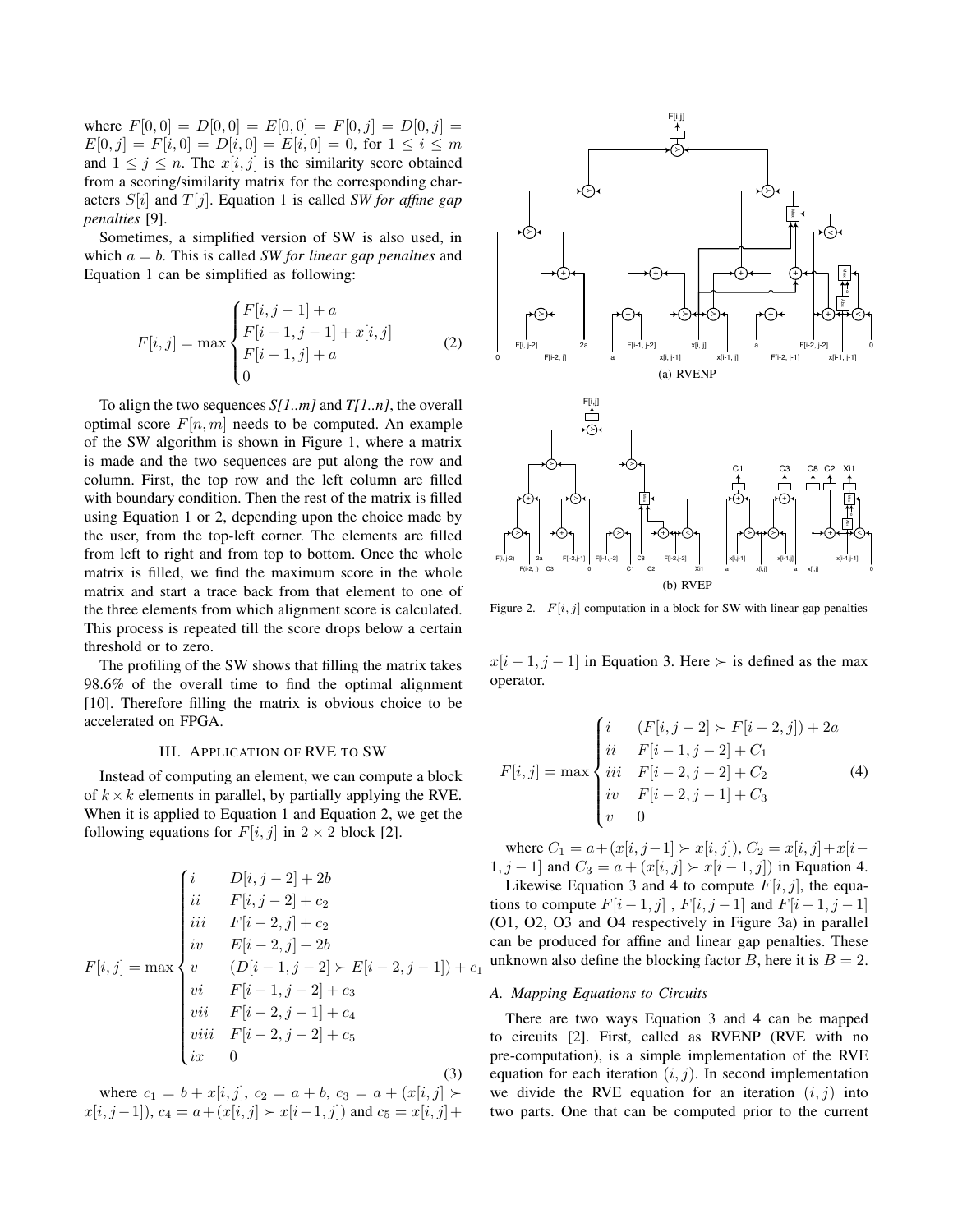where $F[0,0] = D[0,0] = E[0,0] = F[0,j] = D[0,j] = E[0,j] = F[i,0] = D[i,0] = E[i,0] = 0$, for $1 \leq i \leq m$ and $1 \leq j \leq n$. The $x[i,j]$ is the similarity score obtained from a scoring/similarity matrix for the corresponding characters $S[i]$ and $T[j]$. Equation 1 is called *SW for affine gap penalties* [9].

Sometimes, a simplified version of SW is also used, in which $a = b$. This is called *SW for linear gap penalties* and Equation 1 can be simplified as following:

$$F[i,j] = \max \begin{cases} F[i,j-1] + a \\ F[i-1,j-1] + x[i,j] \\ F[i-1,j] + a \\ 0 \end{cases} \tag{2}$$

To align the two sequences *S[1..m]* and *T[1..n]*, the overall optimal score $F[n,m]$ needs to be computed. An example of the SW algorithm is shown in Figure 1, where a matrix is made and the two sequences are put along the row and column. First, the top row and the left column are filled with boundary condition. Then the rest of the matrix is filled using Equation 1 or 2, depending upon the choice made by the user, from the top-left corner. The elements are filled from left to right and from top to bottom. Once the whole matrix is filled, we find the maximum score in the whole matrix and start a trace back from that element to one of the three elements from which alignment score is calculated. This process is repeated till the score drops below a certain threshold or to zero.

The profiling of the SW shows that filling the matrix takes 98.6% of the overall time to find the optimal alignment [10]. Therefore filling the matrix is obvious choice to be accelerated on FPGA.

## III. Application of RVE to SW

Instead of computing an element, we can compute a block of $k \times k$ elements in parallel, by partially applying the RVE. When it is applied to Equation 1 and Equation 2, we get the following equations for $F[i,j]$ in $2 \times 2$ block [2].

$$F[i,j] = \max \begin{cases} i & D[i,j-2] + 2b \\ ii & F[i,j-2] + c_2 \\ iii & F[i-2,j] + c_2 \\ iv & E[i-2,j] + 2b \\ v & (D[i-1,j-2] \succ E[i-2,j-1]) + c_1 \\ vi & F[i-1,j-2] + c_3 \\ vii & F[i-2,j-1] + c_4 \\ viii & F[i-2,j-2] + c_5 \\ ix & 0 \end{cases} \tag{3}$$

where $c_1 = b + x[i,j]$, $c_2 = a + b$, $c_3 = a + (x[i,j] \succ x[i,j-1])$, $c_4 = a + (x[i,j] \succ x[i-1,j])$ and $c_5 = x[i,j] + x[i-1,j-1]$ in Equation 3. Here $\succ$ is defined as the max operator.

Figure 2. $F[i,j]$ computation in a block for SW with linear gap penalties (a) RVENP (b) RVEP

$$F[i,j] = \max \begin{cases} i & (F[i,j-2] \succ F[i-2,j]) + 2a \\ ii & F[i-1,j-2] + C_1 \\ iii & F[i-2,j-2] + C_2 \\ iv & F[i-2,j-1] + C_3 \\ v & 0 \end{cases} \tag{4}$$

where $C_1 = a + (x[i,j-1] \succ x[i,j])$, $C_2 = x[i,j] + x[i-1,j-1]$ and $C_3 = a + (x[i,j] \succ x[i-1,j])$ in Equation 4.

Likewise Equation 3 and 4 to compute $F[i,j]$, the equations to compute $F[i-1,j]$, $F[i,j-1]$ and $F[i-1,j-1]$ (O1, O2, O3 and O4 respectively in Figure 3a) in parallel can be produced for affine and linear gap penalties. These unknown also define the blocking factor $B$, here it is $B = 2$.

### A. Mapping Equations to Circuits

There are two ways Equation 3 and 4 can be mapped to circuits [2]. First, called as RVENP (RVE with no pre-computation), is a simple implementation of the RVE equation for each iteration $(i,j)$. In second implementation we divide the RVE equation for an iteration $(i,j)$ into two parts. One that can be computed prior to the current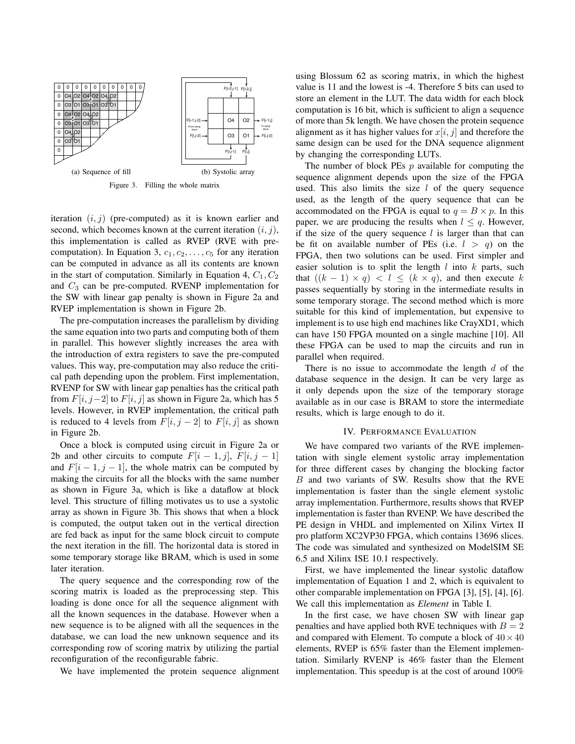(a) Sequence of fill

(b) Systolic array

Figure 3. Filling the whole matrix

iteration $(i, j)$ (pre-computed) as it is known earlier and second, which becomes known at the current iteration $(i, j)$, this implementation is called as RVEP (RVE with pre-computation). In Equation 3, $c_1, c_2, \ldots, c_5$ for any iteration can be computed in advance as all its contents are known in the start of computation. Similarly in Equation 4, $C_1, C_2$ and $C_3$ can be pre-computed. RVENP implementation for the SW with linear gap penalty is shown in Figure 2a and RVEP implementation is shown in Figure 2b.

The pre-computation increases the parallelism by dividing the same equation into two parts and computing both of them in parallel. This however slightly increases the area with the introduction of extra registers to save the pre-computed values. This way, pre-computation may also reduce the critical path depending upon the problem. First implementation, RVENP for SW with linear gap penalties has the critical path from $F[i, j-2]$ to $F[i, j]$ as shown in Figure 2a, which has 5 levels. However, in RVEP implementation, the critical path is reduced to 4 levels from $F[i, j-2]$ to $F[i, j]$ as shown in Figure 2b.

Once a block is computed using circuit in Figure 2a or 2b and other circuits to compute $F[i-1, j]$, $F[i, j-1]$ and $F[i-1, j-1]$, the whole matrix can be computed by making the circuits for all the blocks with the same number as shown in Figure 3a, which is like a dataflow at block level. This structure of filling motivates us to use a systolic array as shown in Figure 3b. This shows that when a block is computed, the output taken out in the vertical direction are fed back as input for the same block circuit to compute the next iteration in the fill. The horizontal data is stored in some temporary storage like BRAM, which is used in some later iteration.

The query sequence and the corresponding row of the scoring matrix is loaded as the preprocessing step. This loading is done once for all the sequence alignment with all the known sequences in the database. However when a new sequence is to be aligned with all the sequences in the database, we can load the new unknown sequence and its corresponding row of scoring matrix by utilizing the partial reconfiguration of the reconfigurable fabric.

We have implemented the protein sequence alignment using Blossum 62 as scoring matrix, in which the highest value is 11 and the lowest is -4. Therefore 5 bits can used to store an element in the LUT. The data width for each block computation is 16 bit, which is sufficient to align a sequence of more than 5k length. We have chosen the protein sequence alignment as it has higher values for $x[i, j]$ and therefore the same design can be used for the DNA sequence alignment by changing the corresponding LUTs.

The number of block PEs $p$ available for computing the sequence alignment depends upon the size of the FPGA used. This also limits the size $l$ of the query sequence used, as the length of the query sequence that can be accommodated on the FPGA is equal to $q = B \times p$. In this paper, we are producing the results when $l \leq q$. However, if the size of the query sequence $l$ is larger than that can be fit on available number of PEs (i.e. $l > q$) on the FPGA, then two solutions can be used. First simpler and easier solution is to split the length $l$ into $k$ parts, such that $((k-1) \times q) < l \leq (k \times q)$, and then execute $k$ passes sequentially by storing in the intermediate results in some temporary storage. The second method which is more suitable for this kind of implementation, but expensive to implement is to use high end machines like CrayXD1, which can have 150 FPGA mounted on a single machine [10]. All these FPGA can be used to map the circuits and run in parallel when required.

There is no issue to accommodate the length $d$ of the database sequence in the design. It can be very large as it only depends upon the size of the temporary storage available as in our case is BRAM to store the intermediate results, which is large enough to do it.

## IV. Performance Evaluation

We have compared two variants of the RVE implementation with single element systolic array implementation for three different cases by changing the blocking factor $B$ and two variants of SW. Results show that the RVE implementation is faster than the single element systolic array implementation. Furthermore, results shows that RVEP implementation is faster than RVENP. We have described the PE design in VHDL and implemented on Xilinx Virtex II pro platform XC2VP30 FPGA, which contains 13696 slices. The code was simulated and synthesized on ModelSIM SE 6.5 and Xilinx ISE 10.1 respectively.

First, we have implemented the linear systolic dataflow implementation of Equation 1 and 2, which is equivalent to other comparable implementation on FPGA [3], [5], [4], [6]. We call this implementation as *Element* in Table I.

In the first case, we have chosen SW with linear gap penalties and have applied both RVE techniques with $B = 2$ and compared with Element. To compute a block of $40 \times 40$ elements, RVEP is 65% faster than the Element implementation. Similarly RVENP is 46% faster than the Element implementation. This speedup is at the cost of around 100%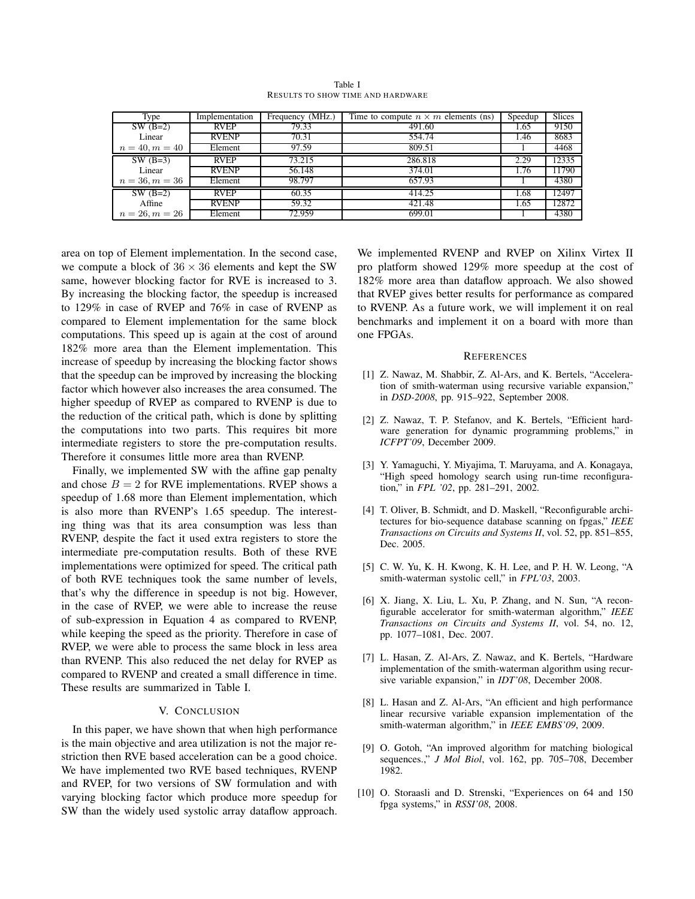Table I
RESULTS TO SHOW TIME AND HARDWARE

| Type | Implementation | Frequency (MHz.) | Time to compute $n \times m$ elements (ns) | Speedup | Slices |
|---|---|---|---|---|---|
| SW (B=2) | RVEP | 79.33 | 491.60 | 1.65 | 9150 |
| Linear | RVENP | 70.31 | 554.74 | 1.46 | 8683 |
| $n = 40, m = 40$ | Element | 97.59 | 809.51 | 1 | 4468 |
| SW (B=3) | RVEP | 73.215 | 286.818 | 2.29 | 12335 |
| Linear | RVENP | 56.148 | 374.01 | 1.76 | 11790 |
| $n = 36, m = 36$ | Element | 98.797 | 657.93 | 1 | 4380 |
| SW (B=2) | RVEP | 60.35 | 414.25 | 1.68 | 12497 |
| Affine | RVENP | 59.32 | 421.48 | 1.65 | 12872 |
| $n = 26, m = 26$ | Element | 72.959 | 699.01 | 1 | 4380 |

area on top of Element implementation. In the second case, we compute a block of $36 \times 36$ elements and kept the SW same, however blocking factor for RVE is increased to 3. By increasing the blocking factor, the speedup is increased to 129% in case of RVEP and 76% in case of RVENP as compared to Element implementation for the same block computations. This speed up is again at the cost of around 182% more area than the Element implementation. This increase of speedup by increasing the blocking factor shows that the speedup can be improved by increasing the blocking factor which however also increases the area consumed. The higher speedup of RVEP as compared to RVENP is due to the reduction of the critical path, which is done by splitting the computations into two parts. This requires bit more intermediate registers to store the pre-computation results. Therefore it consumes little more area than RVENP.

Finally, we implemented SW with the affine gap penalty and chose $B = 2$ for RVE implementations. RVEP shows a speedup of 1.68 more than Element implementation, which is also more than RVENP's 1.65 speedup. The interesting thing was that its area consumption was less than RVENP, despite the fact it used extra registers to store the intermediate pre-computation results. Both of these RVE implementations were optimized for speed. The critical path of both RVE techniques took the same number of levels, that's why the difference in speedup is not big. However, in the case of RVEP, we were able to increase the reuse of sub-expression in Equation 4 as compared to RVENP, while keeping the speed as the priority. Therefore in case of RVEP, we were able to process the same block in less area than RVENP. This also reduced the net delay for RVEP as compared to RVENP and created a small difference in time. These results are summarized in Table I.

## V. CONCLUSION

In this paper, we have shown that when high performance is the main objective and area utilization is not the major restriction then RVE based acceleration can be a good choice. We have implemented two RVE based techniques, RVENP and RVEP, for two versions of SW formulation and with varying blocking factor which produce more speedup for SW than the widely used systolic array dataflow approach. We implemented RVENP and RVEP on Xilinx Virtex II pro platform showed 129% more speedup at the cost of 182% more area than dataflow approach. We also showed that RVEP gives better results for performance as compared to RVENP. As a future work, we will implement it on real benchmarks and implement it on a board with more than one FPGAs.

## REFERENCES

[1] Z. Nawaz, M. Shabbir, Z. Al-Ars, and K. Bertels, "Acceleration of smith-waterman using recursive variable expansion," in *DSD-2008*, pp. 915–922, September 2008.

[2] Z. Nawaz, T. P. Stefanov, and K. Bertels, "Efficient hardware generation for dynamic programming problems," in *ICFPT'09*, December 2009.

[3] Y. Yamaguchi, Y. Miyajima, T. Maruyama, and A. Konagaya, "High speed homology search using run-time reconfiguration," in *FPL '02*, pp. 281–291, 2002.

[4] T. Oliver, B. Schmidt, and D. Maskell, "Reconfigurable architectures for bio-sequence database scanning on fpgas," *IEEE Transactions on Circuits and Systems II*, vol. 52, pp. 851–855, Dec. 2005.

[5] C. W. Yu, K. H. Kwong, K. H. Lee, and P. H. W. Leong, "A smith-waterman systolic cell," in *FPL'03*, 2003.

[6] X. Jiang, X. Liu, L. Xu, P. Zhang, and N. Sun, "A reconfigurable accelerator for smith-waterman algorithm," *IEEE Transactions on Circuits and Systems II*, vol. 54, no. 12, pp. 1077–1081, Dec. 2007.

[7] L. Hasan, Z. Al-Ars, Z. Nawaz, and K. Bertels, "Hardware implementation of the smith-waterman algorithm using recursive variable expansion," in *IDT'08*, December 2008.

[8] L. Hasan and Z. Al-Ars, "An efficient and high performance linear recursive variable expansion implementation of the smith-waterman algorithm," in *IEEE EMBS'09*, 2009.

[9] O. Gotoh, "An improved algorithm for matching biological sequences.," *J Mol Biol*, vol. 162, pp. 705–708, December 1982.

[10] O. Storaasli and D. Strenski, "Experiences on 64 and 150 fpga systems," in *RSSI'08*, 2008.